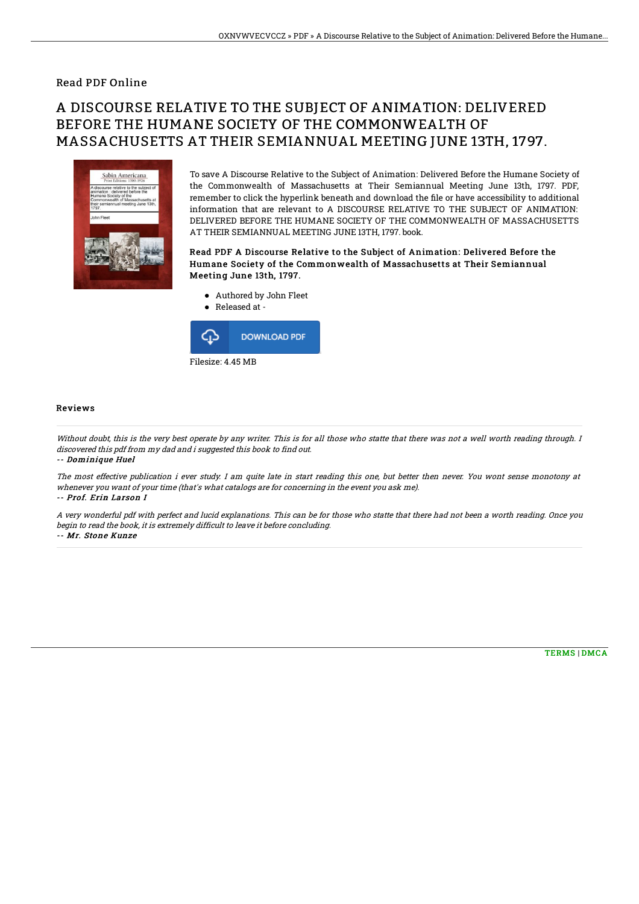Read PDF Online

# A DISCOURSE RELATIVE TO THE SUBJECT OF ANIMATION: DELIVERED BEFORE THE HUMANE SOCIETY OF THE COMMONWEALTH OF MASSACHUSETTS AT THEIR SEMIANNUAL MEETING JUNE 13TH, 1797.

To save A Discourse Relative to the Subject of Animation: Delivered Before the Humane Society of the Commonwealth of Massachusetts at Their Semiannual Meeting June 13th, 1797. PDF, remember to click the hyperlink beneath and download the file or have accessibility to additional information that are relevant to A DISCOURSE RELATIVE TO THE SUBJECT OF ANIMATION: DELIVERED BEFORE THE HUMANE SOCIETY OF THE COMMONWEALTH OF MASSACHUSETTS AT THEIR SEMIANNUAL MEETING JUNE 13TH, 1797. book.

### Read PDF A Discourse Relative to the Subject of Animation: Delivered Before the Humane Society of the Commonwealth of Massachusetts at Their Semiannual Meeting June 13th, 1797.

- Authored by John Fleet
- Released at -

DOWNLOAD PDF

Filesize: 4.45 MB

## Reviews

*Without doubt, this is the very best operate by any writer. This is for all those who statte that there was not a well worth reading through. I discovered this pdf from my dad and i suggested this book to find out.*

*-- Dominique Huel*

*The most effective publication i ever study. I am quite late in start reading this one, but better then never. You wont sense monotony at whenever you want of your time (that's what catalogs are for concerning in the event you ask me).*

*-- Prof. Erin Larson I*

*A very wonderful pdf with perfect and lucid explanations. This can be for those who statte that there had not been a worth reading. Once you begin to read the book, it is extremely difficult to leave it before concluding.*

*-- Mr. Stone Kunze*

TERMS | DMCA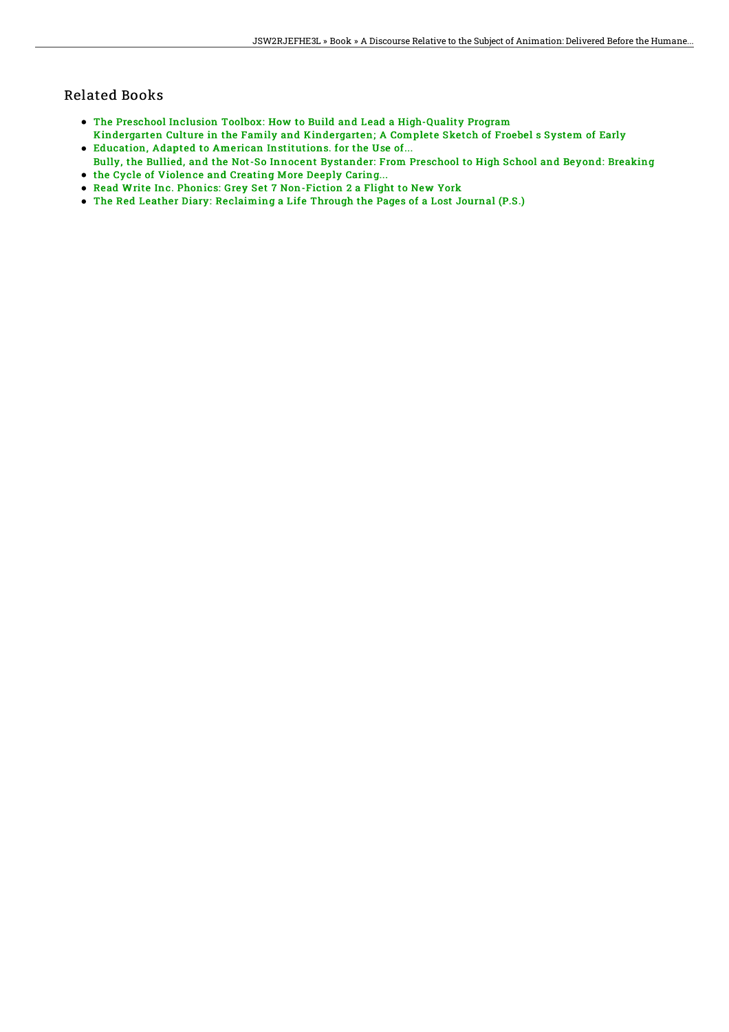## Related Books

- The Preschool Inclusion Toolbox: How to Build and Lead a High-Quality Program
- Kindergarten Culture in the Family and Kindergarten; A Complete Sketch of Froebel s System of Early Education, Adapted to American Institutions. for the Use of...
- Bully, the Bullied, and the Not-So Innocent Bystander: From Preschool to High School and Beyond: Breaking the Cycle of Violence and Creating More Deeply Caring...
- Read Write Inc. Phonics: Grey Set 7 Non-Fiction 2 a Flight to New York
- The Red Leather Diary: Reclaiming a Life Through the Pages of a Lost Journal (P.S.)